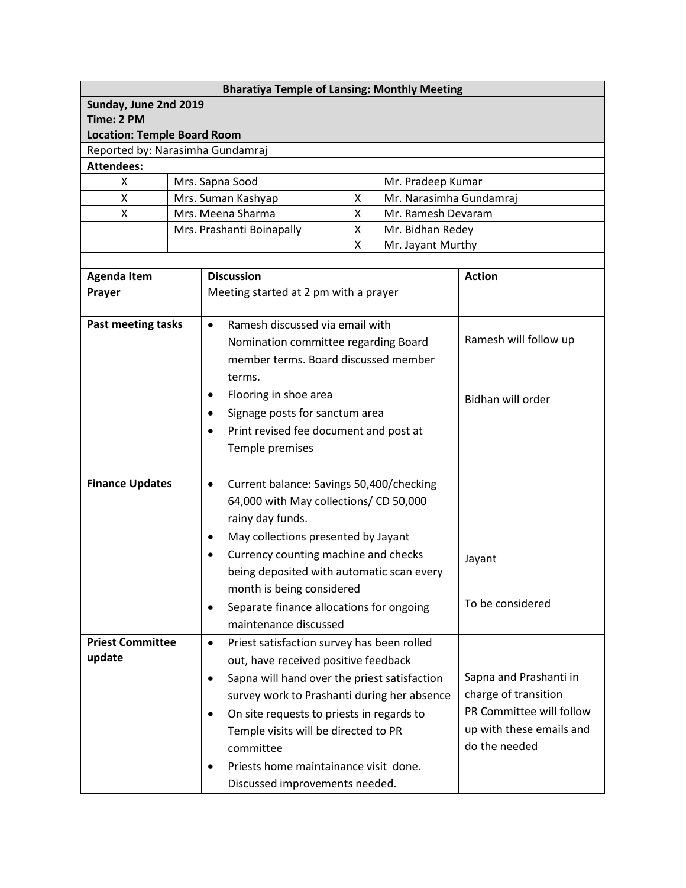| Bharatiya Temple of Lansing: Monthly Meeting | | | |
|---|---|---|---|
| **Sunday, June 2nd 2019**<br>**Time: 2 PM**<br>**Location: Temple Board Room** | | | |
| Reported by: Narasimha Gundamraj | | | |
| **Attendees:** | | | |
| X | Mrs. Sapna Sood | | Mr. Pradeep Kumar |
| X | Mrs. Suman Kashyap | X | Mr. Narasimha Gundamraj |
| X | Mrs. Meena Sharma | X | Mr. Ramesh Devaram |
| | Mrs. Prashanti Boinapally | X | Mr. Bidhan Redey |
| | | X | Mr. Jayant Murthy |

| Agenda Item | Discussion | Action |
|---|---|---|
| **Prayer** | Meeting started at 2 pm with a prayer | |
| **Past meeting tasks** | • Ramesh discussed via email with Nomination committee regarding Board member terms. Board discussed member terms.<br>• Flooring in shoe area<br>• Signage posts for sanctum area<br>• Print revised fee document and post at Temple premises | Ramesh will follow up<br><br>Bidhan will order |
| **Finance Updates** | • Current balance: Savings 50,400/checking 64,000 with May collections/ CD 50,000 rainy day funds.<br>• May collections presented by Jayant<br>• Currency counting machine and checks being deposited with automatic scan every month is being considered<br>• Separate finance allocations for ongoing maintenance discussed | Jayant<br><br>To be considered |
| **Priest Committee update** | • Priest satisfaction survey has been rolled out, have received positive feedback<br>• Sapna will hand over the priest satisfaction survey work to Prashanti during her absence<br>• On site requests to priests in regards to Temple visits will be directed to PR committee<br>• Priests home maintainance visit done. Discussed improvements needed. | Sapna and Prashanti in charge of transition<br>PR Committee will follow up with these emails and do the needed |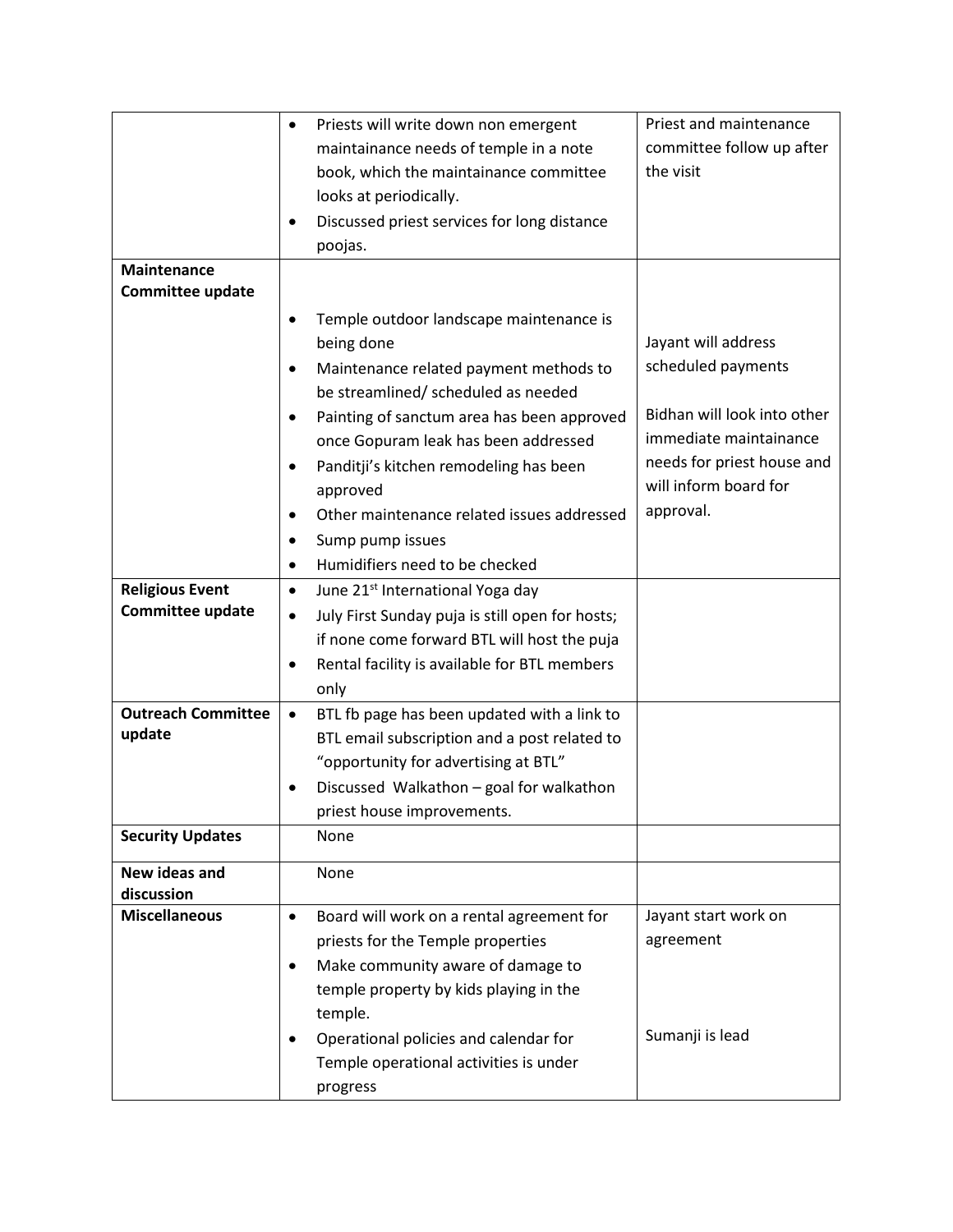| | | |
|---|---|---|
| | • Priests will write down non emergent maintainance needs of temple in a note book, which the maintainance committee looks at periodically.<br>• Discussed priest services for long distance poojas. | Priest and maintenance committee follow up after the visit |
| **Maintenance Committee update** | • Temple outdoor landscape maintenance is being done<br>• Maintenance related payment methods to be streamlined/ scheduled as needed<br>• Painting of sanctum area has been approved once Gopuram leak has been addressed<br>• Panditji's kitchen remodeling has been approved<br>• Other maintenance related issues addressed<br>• Sump pump issues<br>• Humidifiers need to be checked | Jayant will address scheduled payments<br><br>Bidhan will look into other immediate maintainance needs for priest house and will inform board for approval. |
| **Religious Event Committee update** | • June 21st International Yoga day<br>• July First Sunday puja is still open for hosts; if none come forward BTL will host the puja<br>• Rental facility is available for BTL members only | |
| **Outreach Committee update** | • BTL fb page has been updated with a link to BTL email subscription and a post related to "opportunity for advertising at BTL"<br>• Discussed Walkathon – goal for walkathon priest house improvements. | |
| **Security Updates** | None | |
| **New ideas and discussion** | None | |
| **Miscellaneous** | • Board will work on a rental agreement for priests for the Temple properties<br>• Make community aware of damage to temple property by kids playing in the temple.<br>• Operational policies and calendar for Temple operational activities is under progress | Jayant start work on agreement<br><br>Sumanji is lead |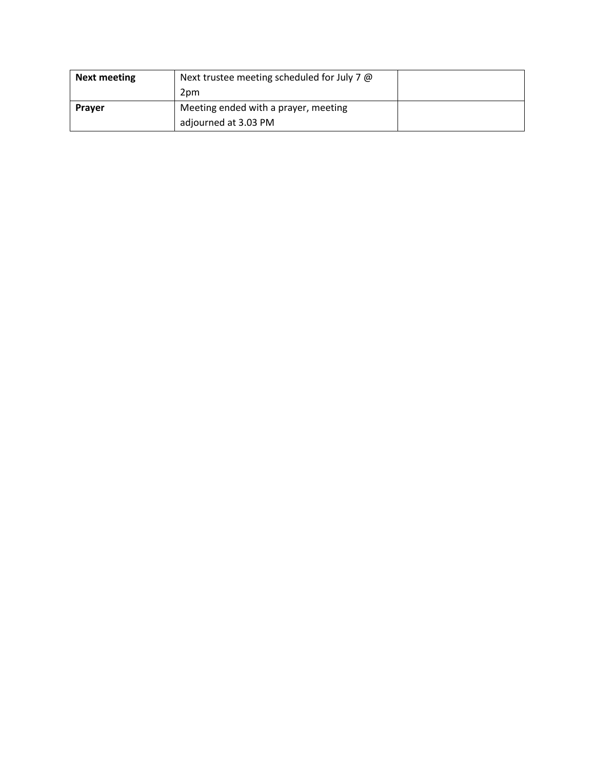| | | |
|---|---|---|
| **Next meeting** | Next trustee meeting scheduled for July 7 @ 2pm | |
| **Prayer** | Meeting ended with a prayer, meeting adjourned at 3.03 PM | |